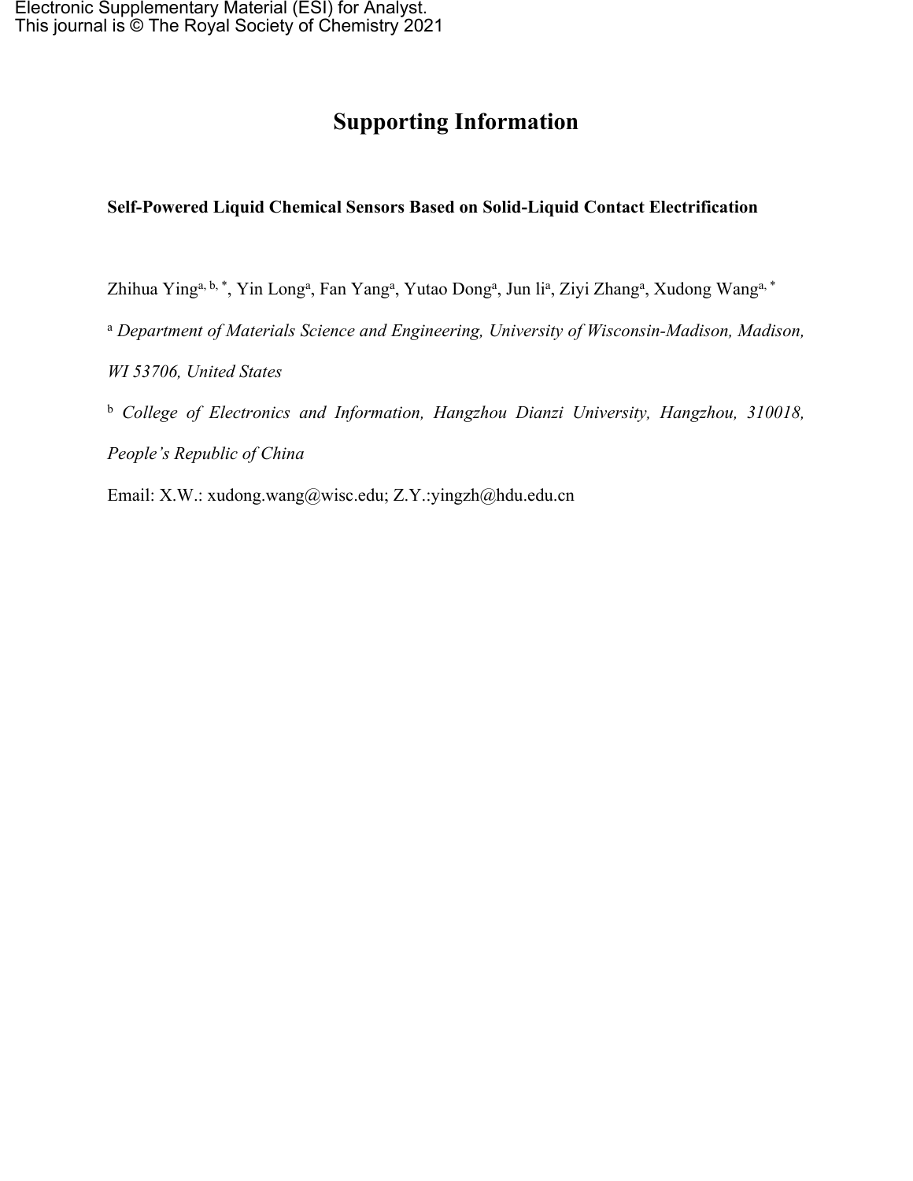Electronic Supplementary Material (ESI) for Analyst.
This journal is © The Royal Society of Chemistry 2021

# Supporting Information

**Self-Powered Liquid Chemical Sensors Based on Solid-Liquid Contact Electrification**

Zhihua Ying[a, b, *], Yin Long[a], Fan Yang[a], Yutao Dong[a], Jun li[a], Ziyi Zhang[a], Xudong Wang[a, *]

[a] *Department of Materials Science and Engineering, University of Wisconsin-Madison, Madison, WI 53706, United States*

[b] *College of Electronics and Information, Hangzhou Dianzi University, Hangzhou, 310018, People's Republic of China*

Email: X.W.: xudong.wang@wisc.edu; Z.Y.:yingzh@hdu.edu.cn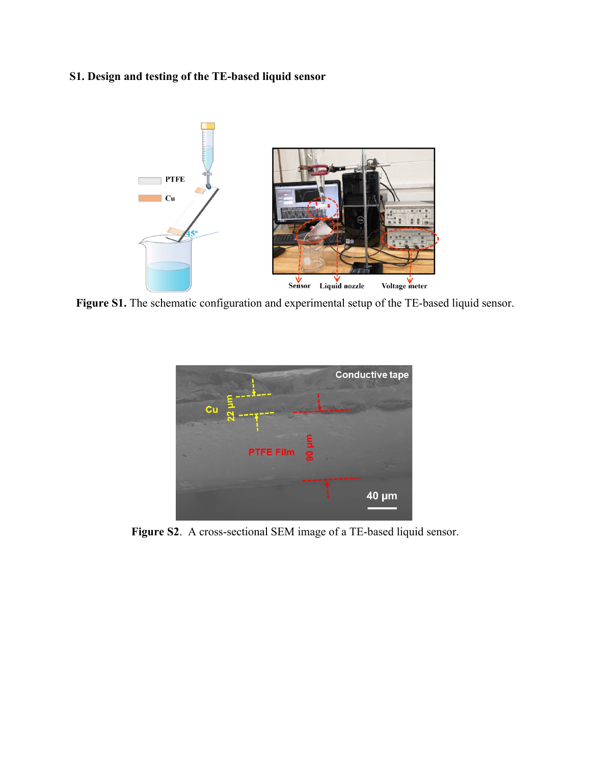## S1. Design and testing of the TE-based liquid sensor

**Figure S1.** The schematic configuration and experimental setup of the TE-based liquid sensor.

**Figure S2**. A cross-sectional SEM image of a TE-based liquid sensor.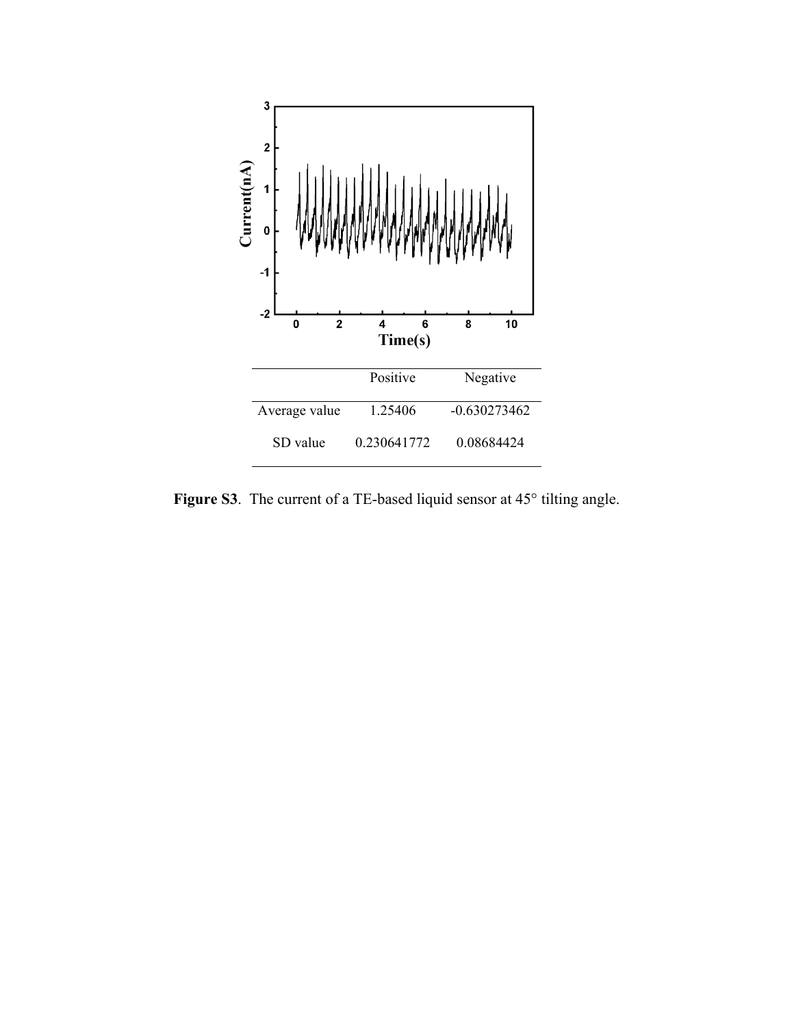3
2
1
0
-1
-2
Current(nA)
0
2
4
6
8
10
Time(s)

| | Positive | Negative |
|---|---|---|
| Average value | 1.25406 | -0.630273462 |
| SD value | 0.230641772 | 0.08684424 |

**Figure S3**. The current of a TE-based liquid sensor at 45° tilting angle.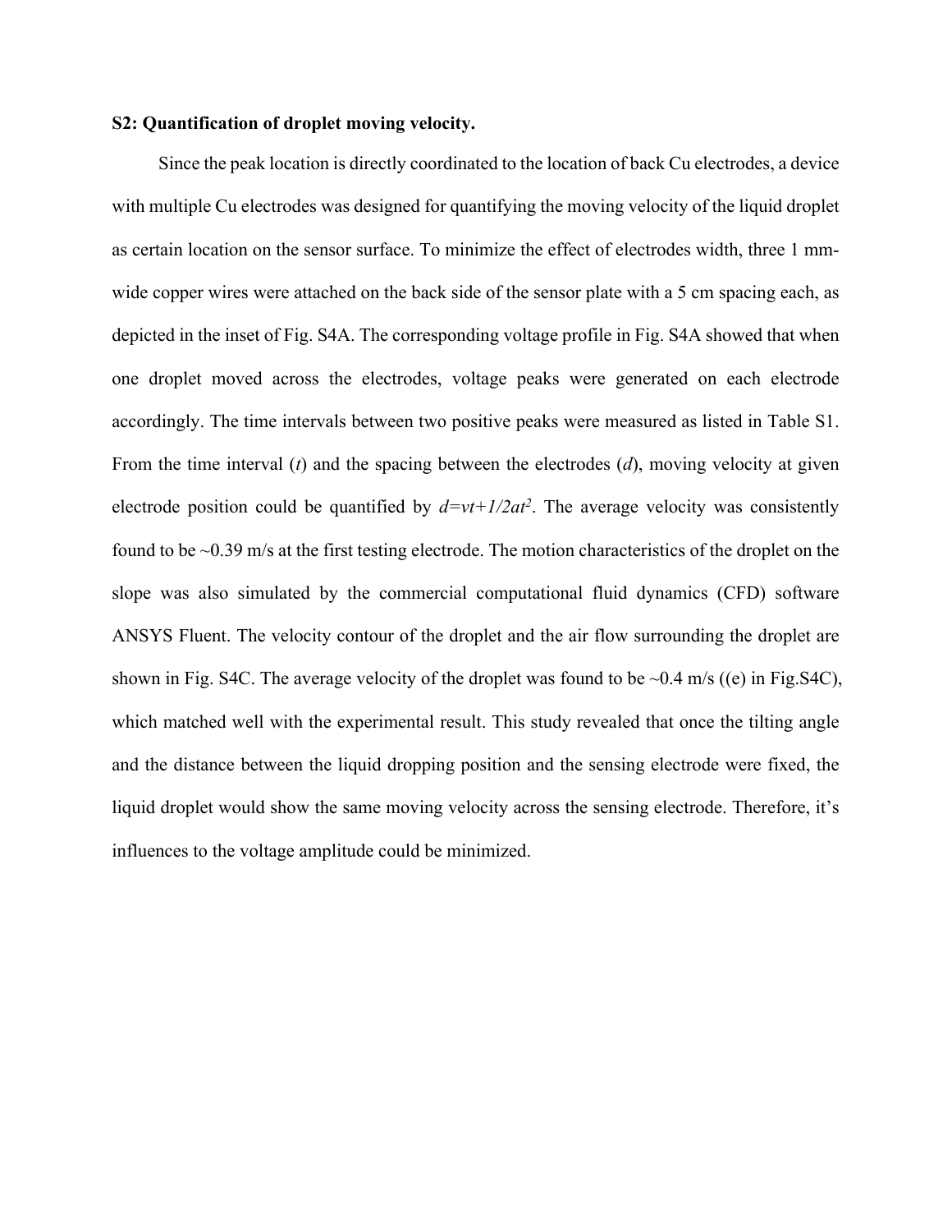**S2: Quantification of droplet moving velocity.**

Since the peak location is directly coordinated to the location of back Cu electrodes, a device with multiple Cu electrodes was designed for quantifying the moving velocity of the liquid droplet as certain location on the sensor surface. To minimize the effect of electrodes width, three 1 mm-wide copper wires were attached on the back side of the sensor plate with a 5 cm spacing each, as depicted in the inset of Fig. S4A. The corresponding voltage profile in Fig. S4A showed that when one droplet moved across the electrodes, voltage peaks were generated on each electrode accordingly. The time intervals between two positive peaks were measured as listed in Table S1. From the time interval ($t$) and the spacing between the electrodes ($d$), moving velocity at given electrode position could be quantified by $d=vt+1/2at^2$. The average velocity was consistently found to be ~0.39 m/s at the first testing electrode. The motion characteristics of the droplet on the slope was also simulated by the commercial computational fluid dynamics (CFD) software ANSYS Fluent. The velocity contour of the droplet and the air flow surrounding the droplet are shown in Fig. S4C. The average velocity of the droplet was found to be ~0.4 m/s ((e) in Fig.S4C), which matched well with the experimental result. This study revealed that once the tilting angle and the distance between the liquid dropping position and the sensing electrode were fixed, the liquid droplet would show the same moving velocity across the sensing electrode. Therefore, it's influences to the voltage amplitude could be minimized.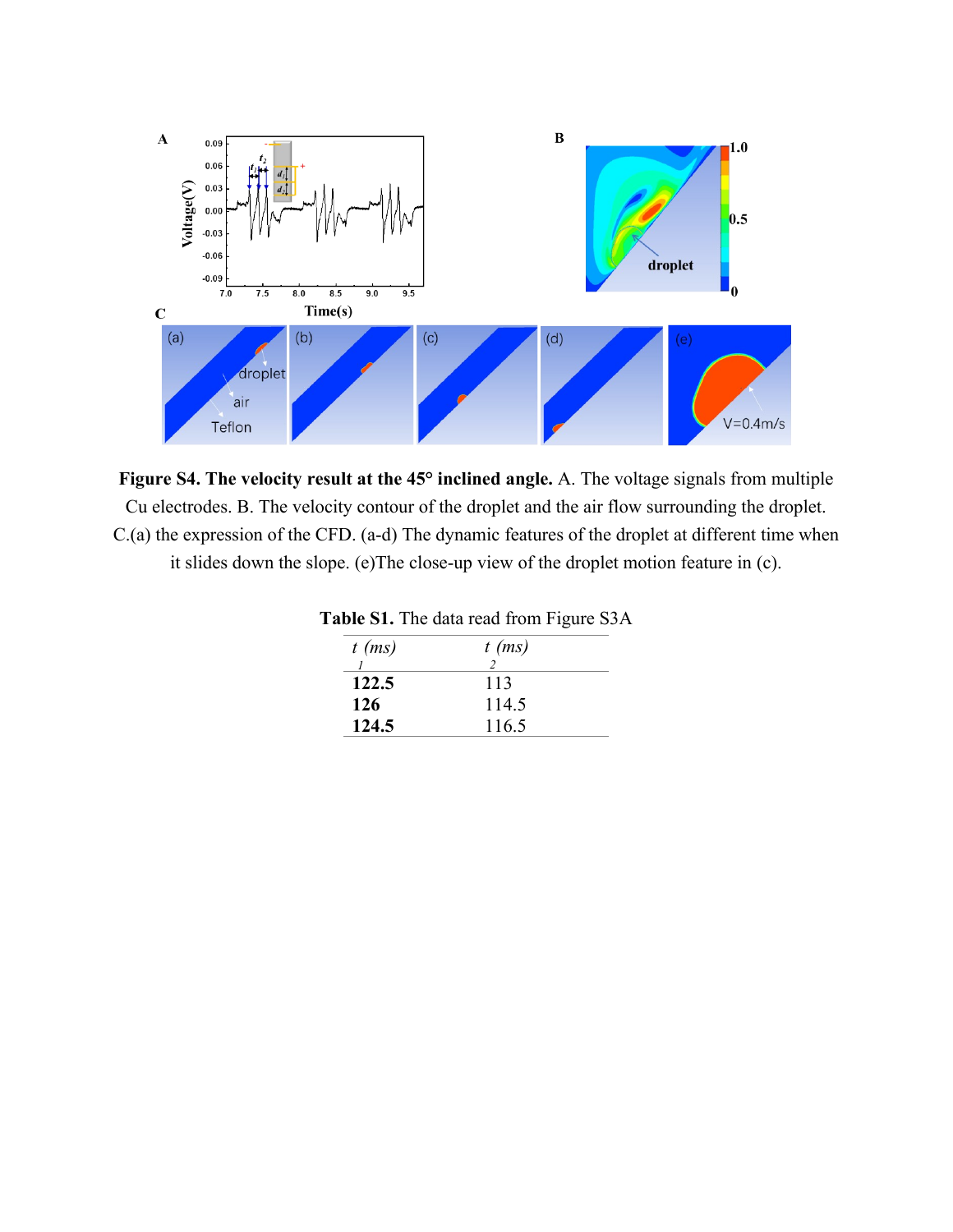A

Voltage(V)

0.09
0.06
0.03
0.00
-0.03
-0.06
-0.09

7.0 7.5 8.0 8.5 9.0 9.5

Time(s)

$t_2$
$t_1$
$d_1$
$d_2$

B

1.0
0.5
0

droplet

C

(a) droplet air Teflon

(b)

(c)

(d)

(e) V=0.4m/s

**Figure S4. The velocity result at the 45° inclined angle.** A. The voltage signals from multiple Cu electrodes. B. The velocity contour of the droplet and the air flow surrounding the droplet. C.(a) the expression of the CFD. (a-d) The dynamic features of the droplet at different time when it slides down the slope. (e)The close-up view of the droplet motion feature in (c).

**Table S1.** The data read from Figure S3A

| $t_1$ (ms) | $t_2$ (ms) |
|---|---|
| **122.5** | 113 |
| **126** | 114.5 |
| **124.5** | 116.5 |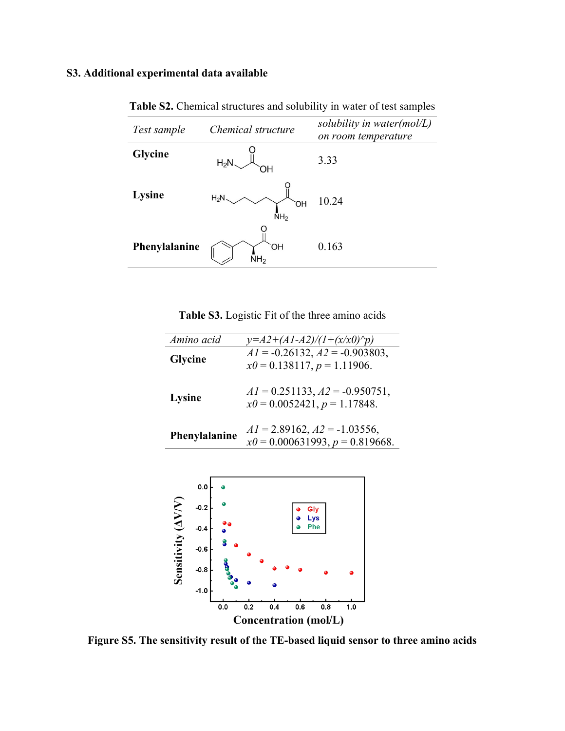### S3. Additional experimental data available

**Table S2.** Chemical structures and solubility in water of test samples

| *Test sample* | *Chemical structure* | *solubility in water(mol/L) on room temperature* |
|---|---|---|
| **Glycine** | $H_2N$–$CH_2$–COOH | 3.33 |
| **Lysine** | $H_2N$–$(CH_2)_4$–CH($NH_2$)–COOH | 10.24 |
| **Phenylalanine** | $C_6H_5$–$CH_2$–CH($NH_2$)–COOH | 0.163 |

**Table S3.** Logistic Fit of the three amino acids

| *Amino acid* | *y=A2+(A1-A2)/(1+(x/x0)^p)* |
|---|---|
| **Glycine** | *A1* = -0.26132, *A2* = -0.903803, *x0* = 0.138117, *p* = 1.11906. |
| **Lysine** | *A1* = 0.251133, *A2* = -0.950751, *x0* = 0.0052421, *p* = 1.17848. |
| **Phenylalanine** | *A1* = 2.89162, *A2* = -1.03556, *x0* = 0.000631993, *p* = 0.819668. |

Sensitivity (ΔV/V)

0.0
-0.2
-0.4
-0.6
-0.8
-1.0

Gly
Lys
Phe

0.0 0.2 0.4 0.6 0.8 1.0

Concentration (mol/L)

**Figure S5. The sensitivity result of the TE-based liquid sensor to three amino acids**